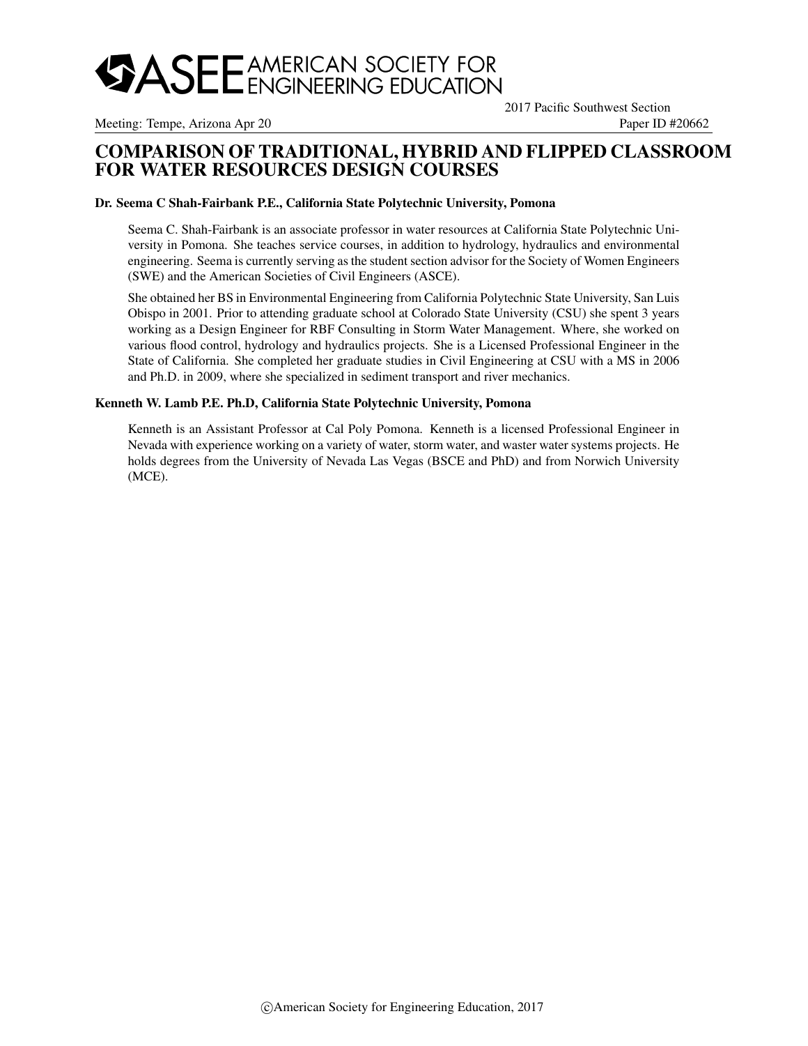# COMPARISON OF TRADITIONAL, HYBRID AND FLIPPED CLASSROOM FOR WATER RESOURCES DESIGN COURSES

**Dr. Seema C Shah-Fairbank P.E., California State Polytechnic University, Pomona**

Seema C. Shah-Fairbank is an associate professor in water resources at California State Polytechnic University in Pomona. She teaches service courses, in addition to hydrology, hydraulics and environmental engineering. Seema is currently serving as the student section advisor for the Society of Women Engineers (SWE) and the American Societies of Civil Engineers (ASCE).

She obtained her BS in Environmental Engineering from California Polytechnic State University, San Luis Obispo in 2001. Prior to attending graduate school at Colorado State University (CSU) she spent 3 years working as a Design Engineer for RBF Consulting in Storm Water Management. Where, she worked on various flood control, hydrology and hydraulics projects. She is a Licensed Professional Engineer in the State of California. She completed her graduate studies in Civil Engineering at CSU with a MS in 2006 and Ph.D. in 2009, where she specialized in sediment transport and river mechanics.

**Kenneth W. Lamb P.E. Ph.D, California State Polytechnic University, Pomona**

Kenneth is an Assistant Professor at Cal Poly Pomona. Kenneth is a licensed Professional Engineer in Nevada with experience working on a variety of water, storm water, and waster water systems projects. He holds degrees from the University of Nevada Las Vegas (BSCE and PhD) and from Norwich University (MCE).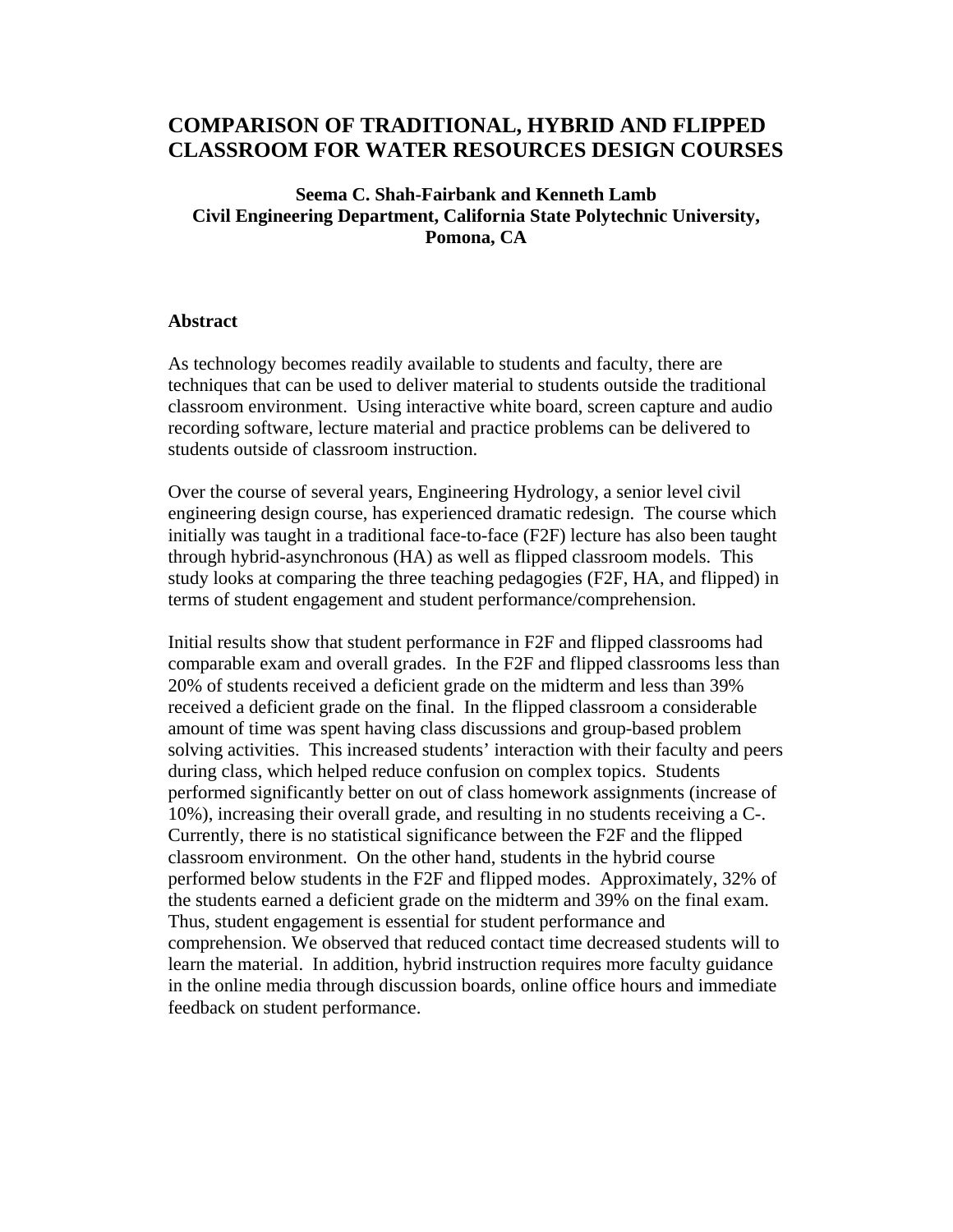# COMPARISON OF TRADITIONAL, HYBRID AND FLIPPED CLASSROOM FOR WATER RESOURCES DESIGN COURSES

**Seema C. Shah-Fairbank and Kenneth Lamb**
**Civil Engineering Department, California State Polytechnic University, Pomona, CA**

## Abstract

As technology becomes readily available to students and faculty, there are techniques that can be used to deliver material to students outside the traditional classroom environment. Using interactive white board, screen capture and audio recording software, lecture material and practice problems can be delivered to students outside of classroom instruction.

Over the course of several years, Engineering Hydrology, a senior level civil engineering design course, has experienced dramatic redesign. The course which initially was taught in a traditional face-to-face (F2F) lecture has also been taught through hybrid-asynchronous (HA) as well as flipped classroom models. This study looks at comparing the three teaching pedagogies (F2F, HA, and flipped) in terms of student engagement and student performance/comprehension.

Initial results show that student performance in F2F and flipped classrooms had comparable exam and overall grades. In the F2F and flipped classrooms less than 20% of students received a deficient grade on the midterm and less than 39% received a deficient grade on the final. In the flipped classroom a considerable amount of time was spent having class discussions and group-based problem solving activities. This increased students' interaction with their faculty and peers during class, which helped reduce confusion on complex topics. Students performed significantly better on out of class homework assignments (increase of 10%), increasing their overall grade, and resulting in no students receiving a C-. Currently, there is no statistical significance between the F2F and the flipped classroom environment. On the other hand, students in the hybrid course performed below students in the F2F and flipped modes. Approximately, 32% of the students earned a deficient grade on the midterm and 39% on the final exam. Thus, student engagement is essential for student performance and comprehension. We observed that reduced contact time decreased students will to learn the material. In addition, hybrid instruction requires more faculty guidance in the online media through discussion boards, online office hours and immediate feedback on student performance.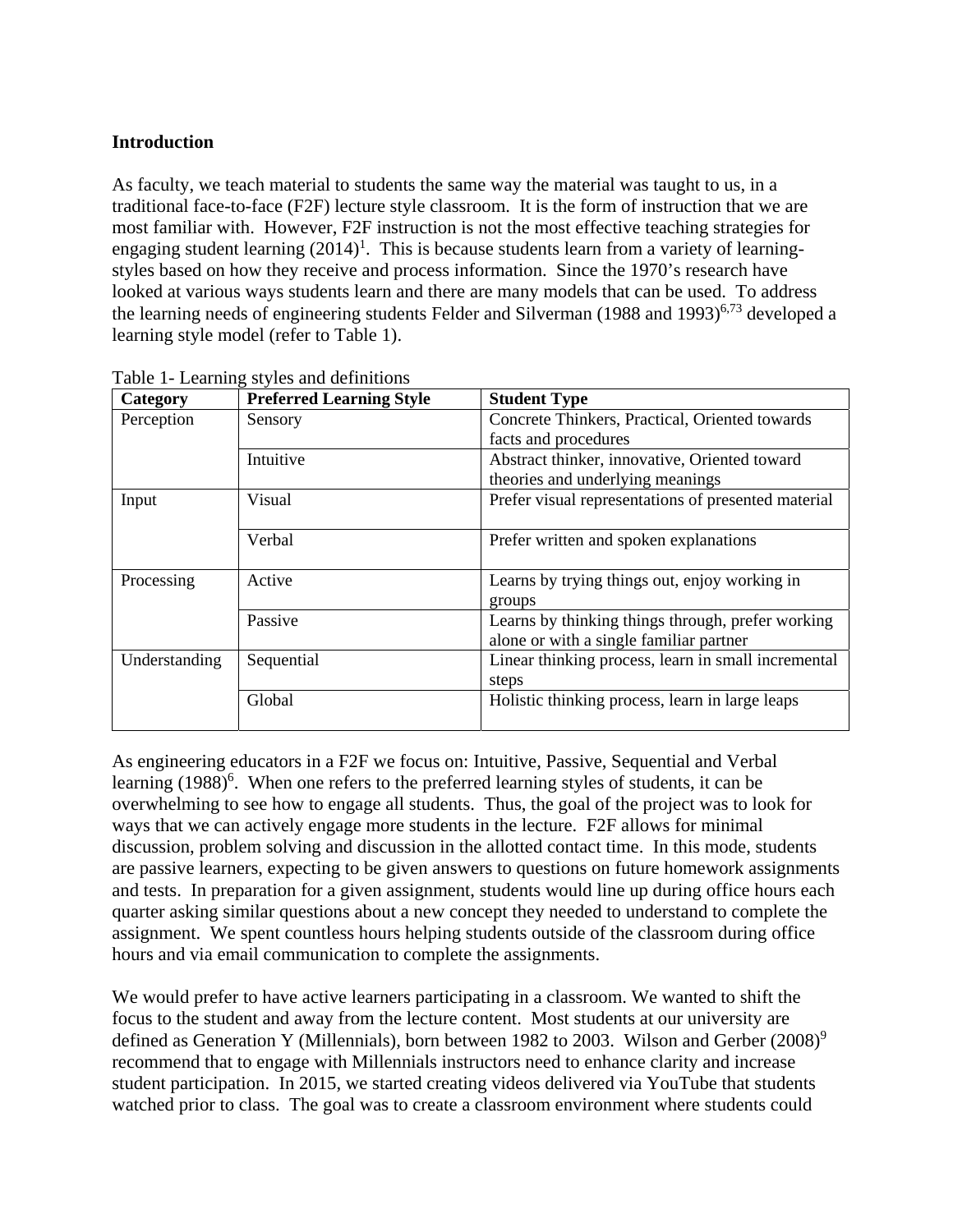**Introduction**

As faculty, we teach material to students the same way the material was taught to us, in a traditional face-to-face (F2F) lecture style classroom. It is the form of instruction that we are most familiar with. However, F2F instruction is not the most effective teaching strategies for engaging student learning (2014)[1]. This is because students learn from a variety of learning-styles based on how they receive and process information. Since the 1970's research have looked at various ways students learn and there are many models that can be used. To address the learning needs of engineering students Felder and Silverman (1988 and 1993)[6,73] developed a learning style model (refer to Table 1).

Table 1- Learning styles and definitions

| Category | Preferred Learning Style | Student Type |
|---|---|---|
| Perception | Sensory | Concrete Thinkers, Practical, Oriented towards facts and procedures |
| | Intuitive | Abstract thinker, innovative, Oriented toward theories and underlying meanings |
| Input | Visual | Prefer visual representations of presented material |
| | Verbal | Prefer written and spoken explanations |
| Processing | Active | Learns by trying things out, enjoy working in groups |
| | Passive | Learns by thinking things through, prefer working alone or with a single familiar partner |
| Understanding | Sequential | Linear thinking process, learn in small incremental steps |
| | Global | Holistic thinking process, learn in large leaps |

As engineering educators in a F2F we focus on: Intuitive, Passive, Sequential and Verbal learning (1988)[6]. When one refers to the preferred learning styles of students, it can be overwhelming to see how to engage all students. Thus, the goal of the project was to look for ways that we can actively engage more students in the lecture. F2F allows for minimal discussion, problem solving and discussion in the allotted contact time. In this mode, students are passive learners, expecting to be given answers to questions on future homework assignments and tests. In preparation for a given assignment, students would line up during office hours each quarter asking similar questions about a new concept they needed to understand to complete the assignment. We spent countless hours helping students outside of the classroom during office hours and via email communication to complete the assignments.

We would prefer to have active learners participating in a classroom. We wanted to shift the focus to the student and away from the lecture content. Most students at our university are defined as Generation Y (Millennials), born between 1982 to 2003. Wilson and Gerber (2008)[9] recommend that to engage with Millennials instructors need to enhance clarity and increase student participation. In 2015, we started creating videos delivered via YouTube that students watched prior to class. The goal was to create a classroom environment where students could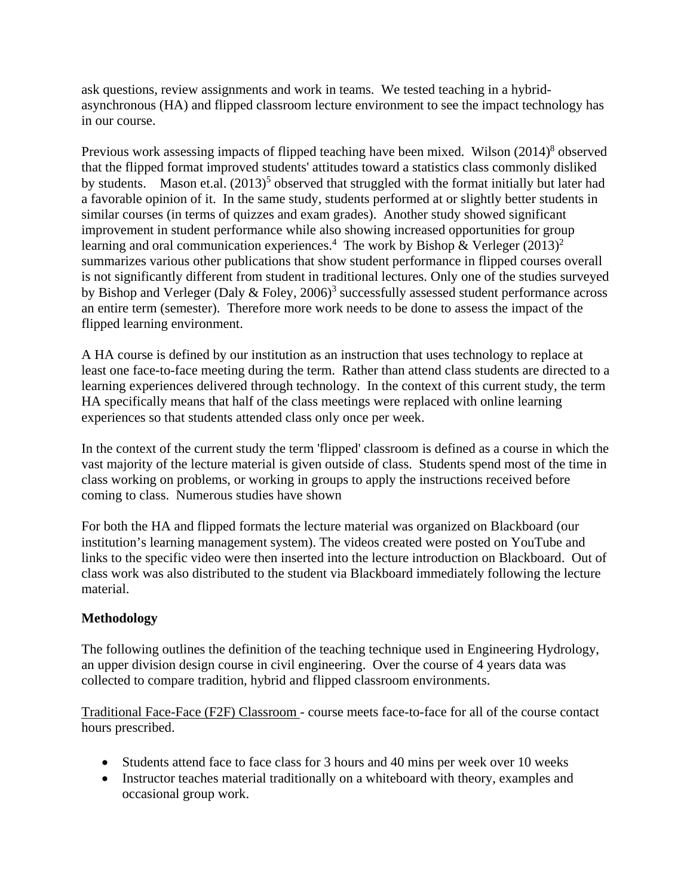ask questions, review assignments and work in teams. We tested teaching in a hybrid-asynchronous (HA) and flipped classroom lecture environment to see the impact technology has in our course.

Previous work assessing impacts of flipped teaching have been mixed. Wilson (2014)[8] observed that the flipped format improved students' attitudes toward a statistics class commonly disliked by students. Mason et.al. (2013)[5] observed that struggled with the format initially but later had a favorable opinion of it. In the same study, students performed at or slightly better students in similar courses (in terms of quizzes and exam grades). Another study showed significant improvement in student performance while also showing increased opportunities for group learning and oral communication experiences.[4] The work by Bishop & Verleger (2013)[2] summarizes various other publications that show student performance in flipped courses overall is not significantly different from student in traditional lectures. Only one of the studies surveyed by Bishop and Verleger (Daly & Foley, 2006)[3] successfully assessed student performance across an entire term (semester). Therefore more work needs to be done to assess the impact of the flipped learning environment.

A HA course is defined by our institution as an instruction that uses technology to replace at least one face-to-face meeting during the term. Rather than attend class students are directed to a learning experiences delivered through technology. In the context of this current study, the term HA specifically means that half of the class meetings were replaced with online learning experiences so that students attended class only once per week.

In the context of the current study the term 'flipped' classroom is defined as a course in which the vast majority of the lecture material is given outside of class. Students spend most of the time in class working on problems, or working in groups to apply the instructions received before coming to class. Numerous studies have shown

For both the HA and flipped formats the lecture material was organized on Blackboard (our institution's learning management system). The videos created were posted on YouTube and links to the specific video were then inserted into the lecture introduction on Blackboard. Out of class work was also distributed to the student via Blackboard immediately following the lecture material.

**Methodology**

The following outlines the definition of the teaching technique used in Engineering Hydrology, an upper division design course in civil engineering. Over the course of 4 years data was collected to compare tradition, hybrid and flipped classroom environments.

Traditional Face-Face (F2F) Classroom - course meets face-to-face for all of the course contact hours prescribed.

- Students attend face to face class for 3 hours and 40 mins per week over 10 weeks
- Instructor teaches material traditionally on a whiteboard with theory, examples and occasional group work.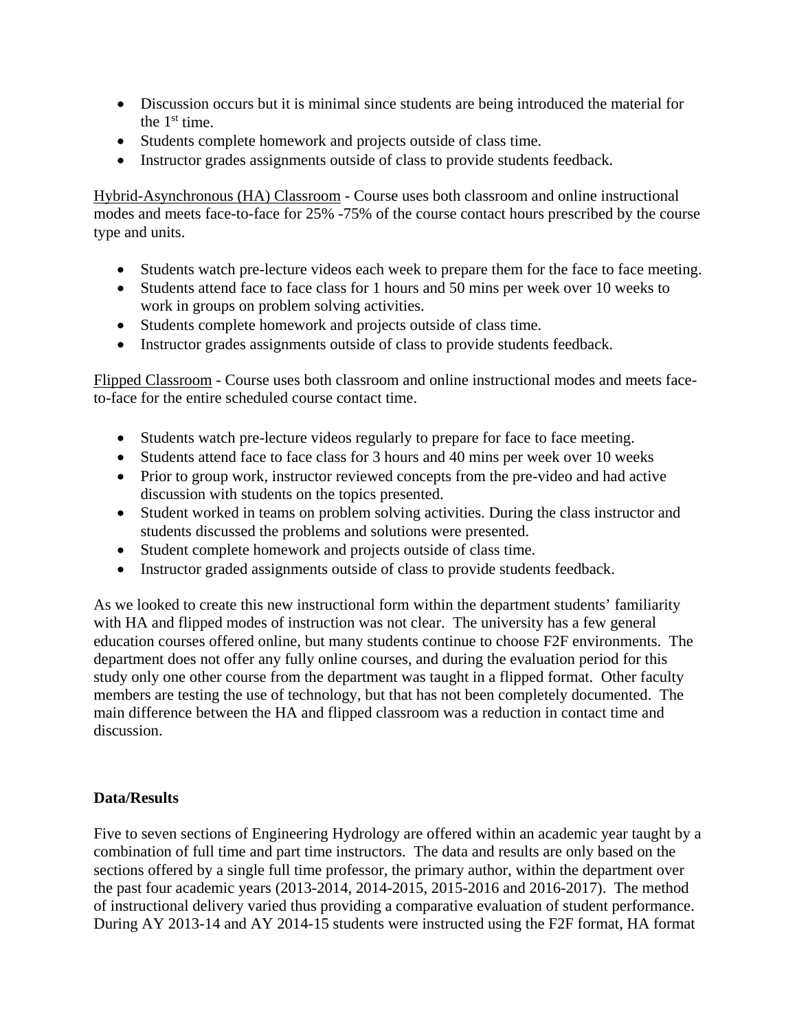- Discussion occurs but it is minimal since students are being introduced the material for the 1st time.
- Students complete homework and projects outside of class time.
- Instructor grades assignments outside of class to provide students feedback.

Hybrid-Asynchronous (HA) Classroom - Course uses both classroom and online instructional modes and meets face-to-face for 25% -75% of the course contact hours prescribed by the course type and units.

- Students watch pre-lecture videos each week to prepare them for the face to face meeting.
- Students attend face to face class for 1 hours and 50 mins per week over 10 weeks to work in groups on problem solving activities.
- Students complete homework and projects outside of class time.
- Instructor grades assignments outside of class to provide students feedback.

Flipped Classroom - Course uses both classroom and online instructional modes and meets face-to-face for the entire scheduled course contact time.

- Students watch pre-lecture videos regularly to prepare for face to face meeting.
- Students attend face to face class for 3 hours and 40 mins per week over 10 weeks
- Prior to group work, instructor reviewed concepts from the pre-video and had active discussion with students on the topics presented.
- Student worked in teams on problem solving activities. During the class instructor and students discussed the problems and solutions were presented.
- Student complete homework and projects outside of class time.
- Instructor graded assignments outside of class to provide students feedback.

As we looked to create this new instructional form within the department students' familiarity with HA and flipped modes of instruction was not clear. The university has a few general education courses offered online, but many students continue to choose F2F environments. The department does not offer any fully online courses, and during the evaluation period for this study only one other course from the department was taught in a flipped format. Other faculty members are testing the use of technology, but that has not been completely documented. The main difference between the HA and flipped classroom was a reduction in contact time and discussion.

**Data/Results**

Five to seven sections of Engineering Hydrology are offered within an academic year taught by a combination of full time and part time instructors. The data and results are only based on the sections offered by a single full time professor, the primary author, within the department over the past four academic years (2013-2014, 2014-2015, 2015-2016 and 2016-2017). The method of instructional delivery varied thus providing a comparative evaluation of student performance. During AY 2013-14 and AY 2014-15 students were instructed using the F2F format, HA format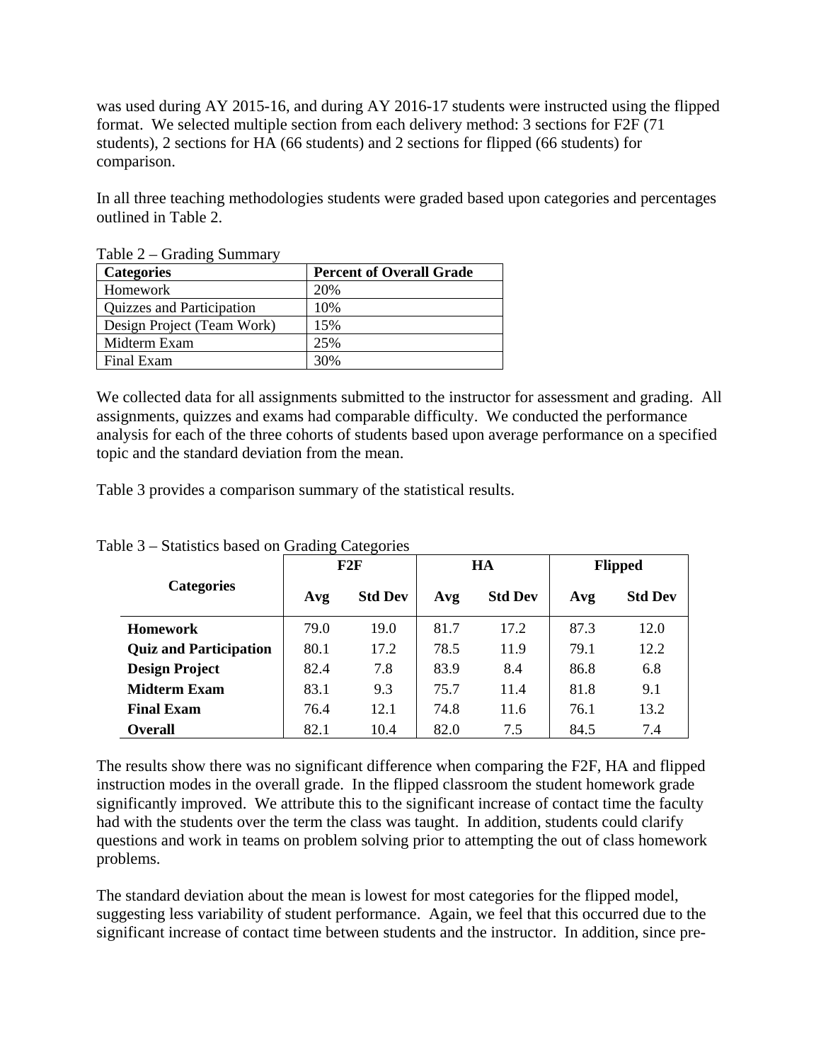was used during AY 2015-16, and during AY 2016-17 students were instructed using the flipped format. We selected multiple section from each delivery method: 3 sections for F2F (71 students), 2 sections for HA (66 students) and 2 sections for flipped (66 students) for comparison.

In all three teaching methodologies students were graded based upon categories and percentages outlined in Table 2.

Table 2 – Grading Summary

| Categories | Percent of Overall Grade |
|---|---|
| Homework | 20% |
| Quizzes and Participation | 10% |
| Design Project (Team Work) | 15% |
| Midterm Exam | 25% |
| Final Exam | 30% |

We collected data for all assignments submitted to the instructor for assessment and grading. All assignments, quizzes and exams had comparable difficulty. We conducted the performance analysis for each of the three cohorts of students based upon average performance on a specified topic and the standard deviation from the mean.

Table 3 provides a comparison summary of the statistical results.

Table 3 – Statistics based on Grading Categories

| Categories | F2F | | HA | | Flipped | |
|---|---|---|---|---|---|---|
| | Avg | Std Dev | Avg | Std Dev | Avg | Std Dev |
| **Homework** | 79.0 | 19.0 | 81.7 | 17.2 | 87.3 | 12.0 |
| **Quiz and Participation** | 80.1 | 17.2 | 78.5 | 11.9 | 79.1 | 12.2 |
| **Design Project** | 82.4 | 7.8 | 83.9 | 8.4 | 86.8 | 6.8 |
| **Midterm Exam** | 83.1 | 9.3 | 75.7 | 11.4 | 81.8 | 9.1 |
| **Final Exam** | 76.4 | 12.1 | 74.8 | 11.6 | 76.1 | 13.2 |
| **Overall** | 82.1 | 10.4 | 82.0 | 7.5 | 84.5 | 7.4 |

The results show there was no significant difference when comparing the F2F, HA and flipped instruction modes in the overall grade. In the flipped classroom the student homework grade significantly improved. We attribute this to the significant increase of contact time the faculty had with the students over the term the class was taught. In addition, students could clarify questions and work in teams on problem solving prior to attempting the out of class homework problems.

The standard deviation about the mean is lowest for most categories for the flipped model, suggesting less variability of student performance. Again, we feel that this occurred due to the significant increase of contact time between students and the instructor. In addition, since pre-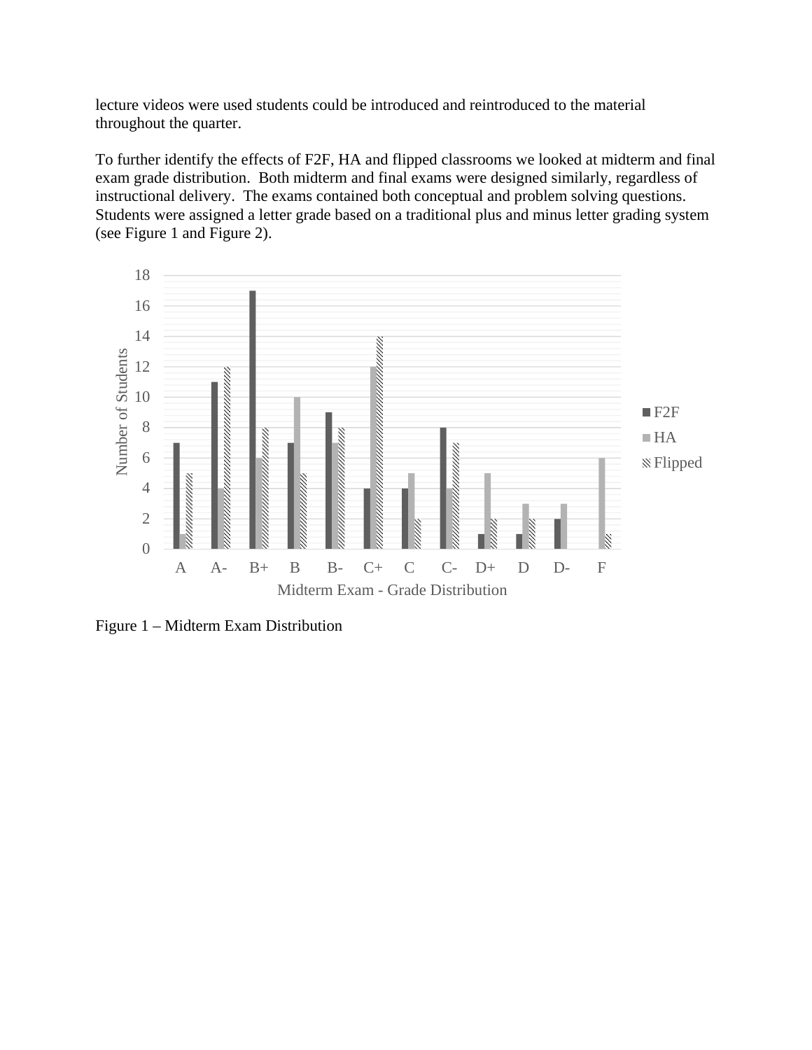lecture videos were used students could be introduced and reintroduced to the material throughout the quarter.

To further identify the effects of F2F, HA and flipped classrooms we looked at midterm and final exam grade distribution. Both midterm and final exams were designed similarly, regardless of instructional delivery. The exams contained both conceptual and problem solving questions. Students were assigned a letter grade based on a traditional plus and minus letter grading system (see Figure 1 and Figure 2).

Figure 1 – Midterm Exam Distribution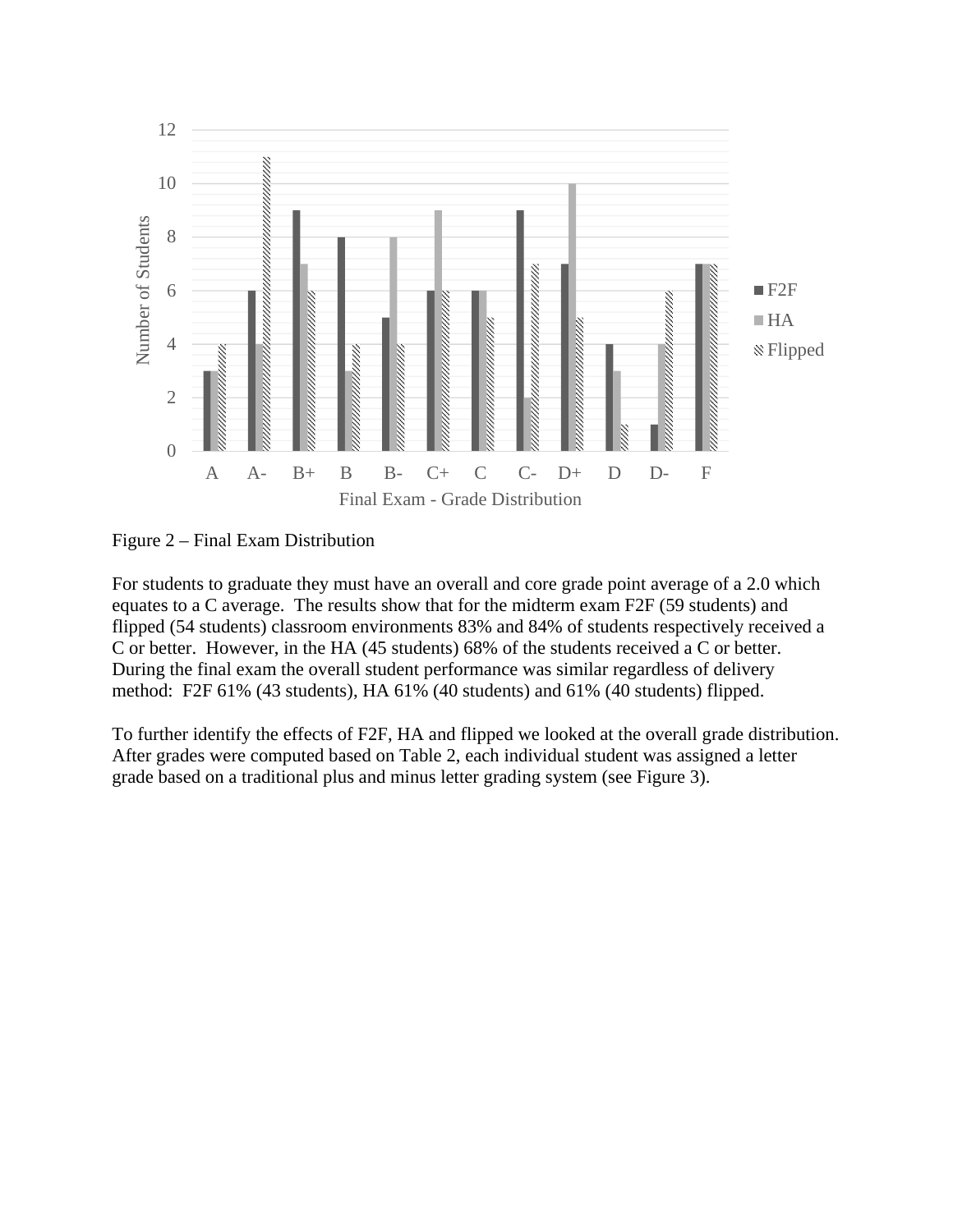Figure 2 – Final Exam Distribution

For students to graduate they must have an overall and core grade point average of a 2.0 which equates to a C average. The results show that for the midterm exam F2F (59 students) and flipped (54 students) classroom environments 83% and 84% of students respectively received a C or better. However, in the HA (45 students) 68% of the students received a C or better. During the final exam the overall student performance was similar regardless of delivery method: F2F 61% (43 students), HA 61% (40 students) and 61% (40 students) flipped.

To further identify the effects of F2F, HA and flipped we looked at the overall grade distribution. After grades were computed based on Table 2, each individual student was assigned a letter grade based on a traditional plus and minus letter grading system (see Figure 3).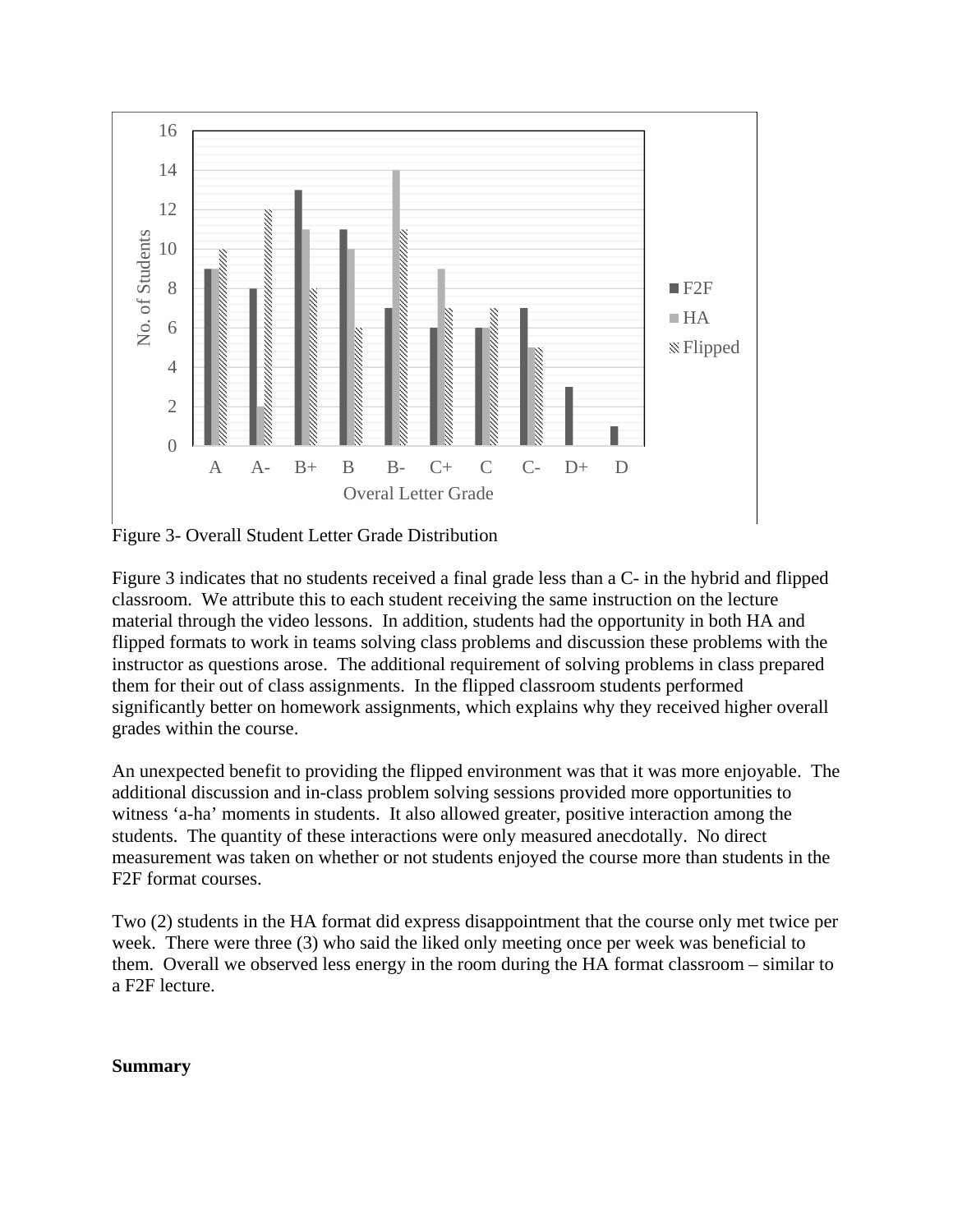Figure 3- Overall Student Letter Grade Distribution

Figure 3 indicates that no students received a final grade less than a C- in the hybrid and flipped classroom. We attribute this to each student receiving the same instruction on the lecture material through the video lessons. In addition, students had the opportunity in both HA and flipped formats to work in teams solving class problems and discussion these problems with the instructor as questions arose. The additional requirement of solving problems in class prepared them for their out of class assignments. In the flipped classroom students performed significantly better on homework assignments, which explains why they received higher overall grades within the course.

An unexpected benefit to providing the flipped environment was that it was more enjoyable. The additional discussion and in-class problem solving sessions provided more opportunities to witness 'a-ha' moments in students. It also allowed greater, positive interaction among the students. The quantity of these interactions were only measured anecdotally. No direct measurement was taken on whether or not students enjoyed the course more than students in the F2F format courses.

Two (2) students in the HA format did express disappointment that the course only met twice per week. There were three (3) who said the liked only meeting once per week was beneficial to them. Overall we observed less energy in the room during the HA format classroom – similar to a F2F lecture.

**Summary**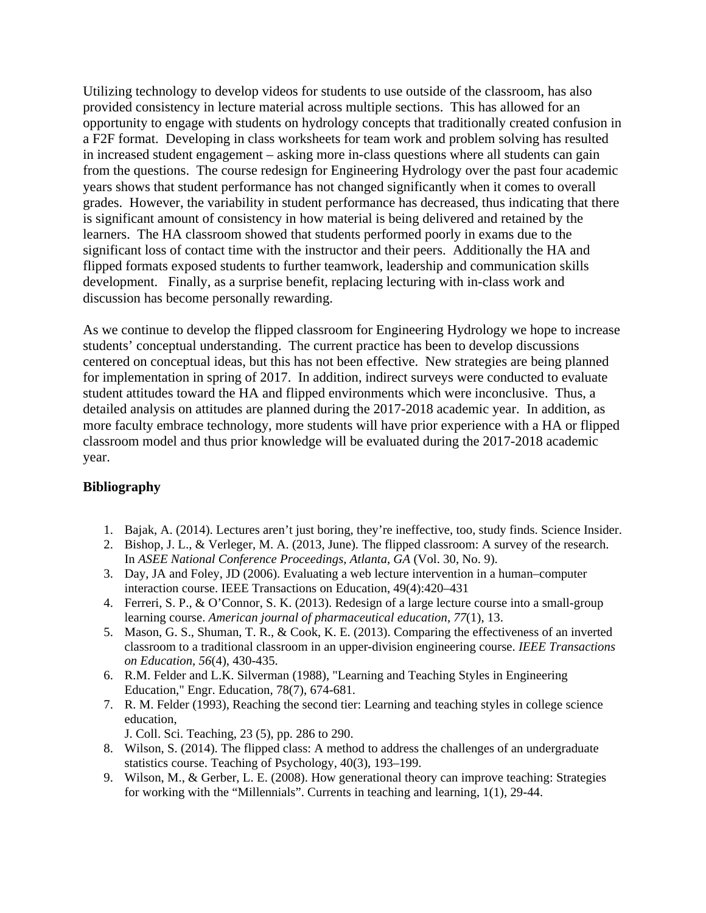Utilizing technology to develop videos for students to use outside of the classroom, has also provided consistency in lecture material across multiple sections. This has allowed for an opportunity to engage with students on hydrology concepts that traditionally created confusion in a F2F format. Developing in class worksheets for team work and problem solving has resulted in increased student engagement – asking more in-class questions where all students can gain from the questions. The course redesign for Engineering Hydrology over the past four academic years shows that student performance has not changed significantly when it comes to overall grades. However, the variability in student performance has decreased, thus indicating that there is significant amount of consistency in how material is being delivered and retained by the learners. The HA classroom showed that students performed poorly in exams due to the significant loss of contact time with the instructor and their peers. Additionally the HA and flipped formats exposed students to further teamwork, leadership and communication skills development. Finally, as a surprise benefit, replacing lecturing with in-class work and discussion has become personally rewarding.

As we continue to develop the flipped classroom for Engineering Hydrology we hope to increase students' conceptual understanding. The current practice has been to develop discussions centered on conceptual ideas, but this has not been effective. New strategies are being planned for implementation in spring of 2017. In addition, indirect surveys were conducted to evaluate student attitudes toward the HA and flipped environments which were inconclusive. Thus, a detailed analysis on attitudes are planned during the 2017-2018 academic year. In addition, as more faculty embrace technology, more students will have prior experience with a HA or flipped classroom model and thus prior knowledge will be evaluated during the 2017-2018 academic year.

**Bibliography**

1. Bajak, A. (2014). Lectures aren't just boring, they're ineffective, too, study finds. Science Insider.
2. Bishop, J. L., & Verleger, M. A. (2013, June). The flipped classroom: A survey of the research. In *ASEE National Conference Proceedings, Atlanta, GA* (Vol. 30, No. 9).
3. Day, JA and Foley, JD (2006). Evaluating a web lecture intervention in a human–computer interaction course. IEEE Transactions on Education, 49(4):420–431
4. Ferreri, S. P., & O'Connor, S. K. (2013). Redesign of a large lecture course into a small-group learning course. *American journal of pharmaceutical education*, *77*(1), 13.
5. Mason, G. S., Shuman, T. R., & Cook, K. E. (2013). Comparing the effectiveness of an inverted classroom to a traditional classroom in an upper-division engineering course. *IEEE Transactions on Education*, *56*(4), 430-435.
6. R.M. Felder and L.K. Silverman (1988), "Learning and Teaching Styles in Engineering Education," Engr. Education, 78(7), 674-681.
7. R. M. Felder (1993), Reaching the second tier: Learning and teaching styles in college science education,
   J. Coll. Sci. Teaching, 23 (5), pp. 286 to 290.
8. Wilson, S. (2014). The flipped class: A method to address the challenges of an undergraduate statistics course. Teaching of Psychology, 40(3), 193–199.
9. Wilson, M., & Gerber, L. E. (2008). How generational theory can improve teaching: Strategies for working with the "Millennials". Currents in teaching and learning, 1(1), 29-44.